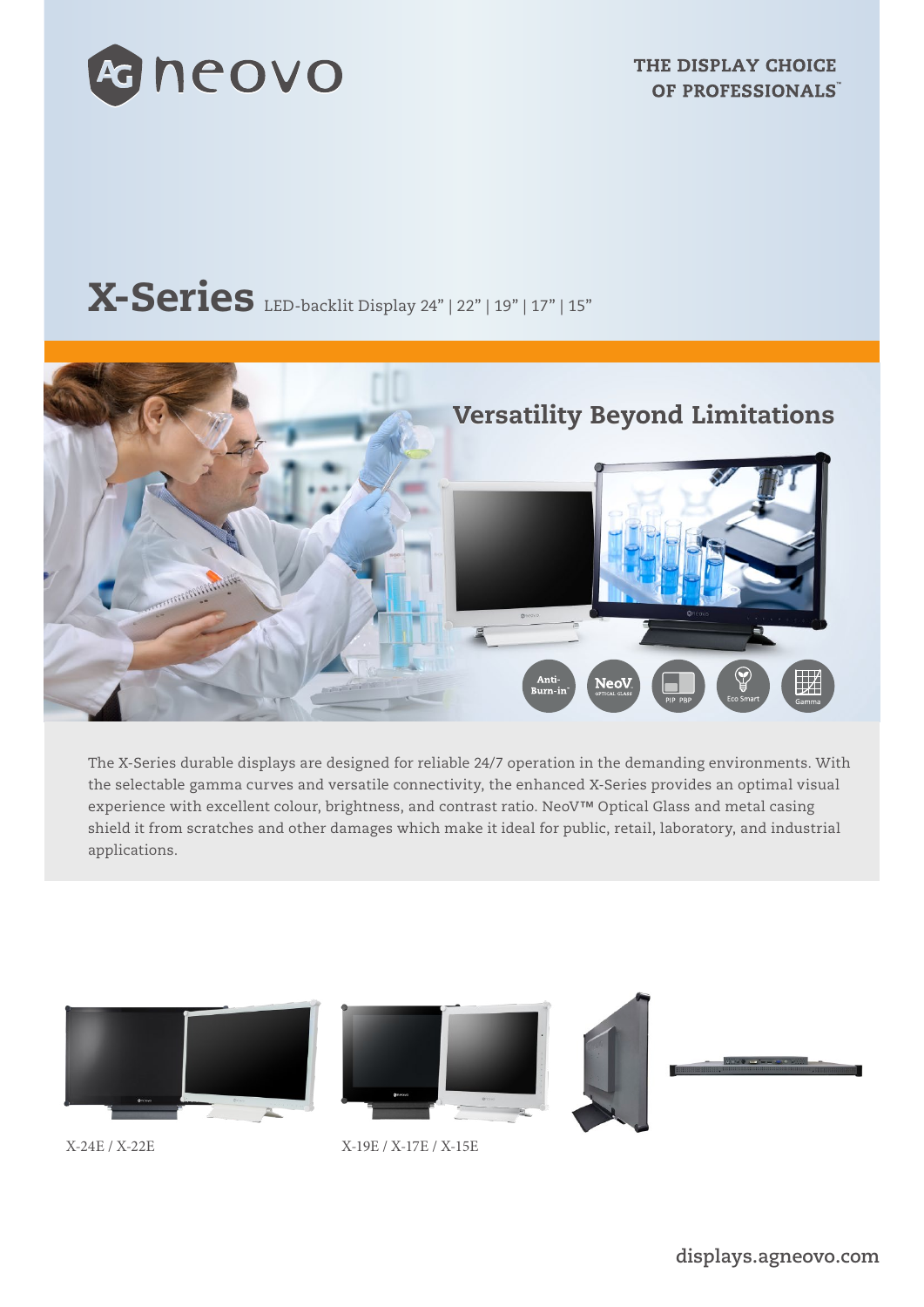THE DISPLAY CHOICE OF PROFESSIONALS™

# X-Series LED-backlit Display 24" | 22" | 19" | 17" | 15"

## Versatility Beyond Limitations

Anti-Burn-in™ | NeoV Optical Glass | PIP PBP | Eco Smart | Gamma

The X-Series durable displays are designed for reliable 24/7 operation in the demanding environments. With the selectable gamma curves and versatile connectivity, the enhanced X-Series provides an optimal visual experience with excellent colour, brightness, and contrast ratio. NeoV™ Optical Glass and metal casing shield it from scratches and other damages which make it ideal for public, retail, laboratory, and industrial applications.

X-24E / X-22E

X-19E / X-17E / X-15E

displays.agneovo.com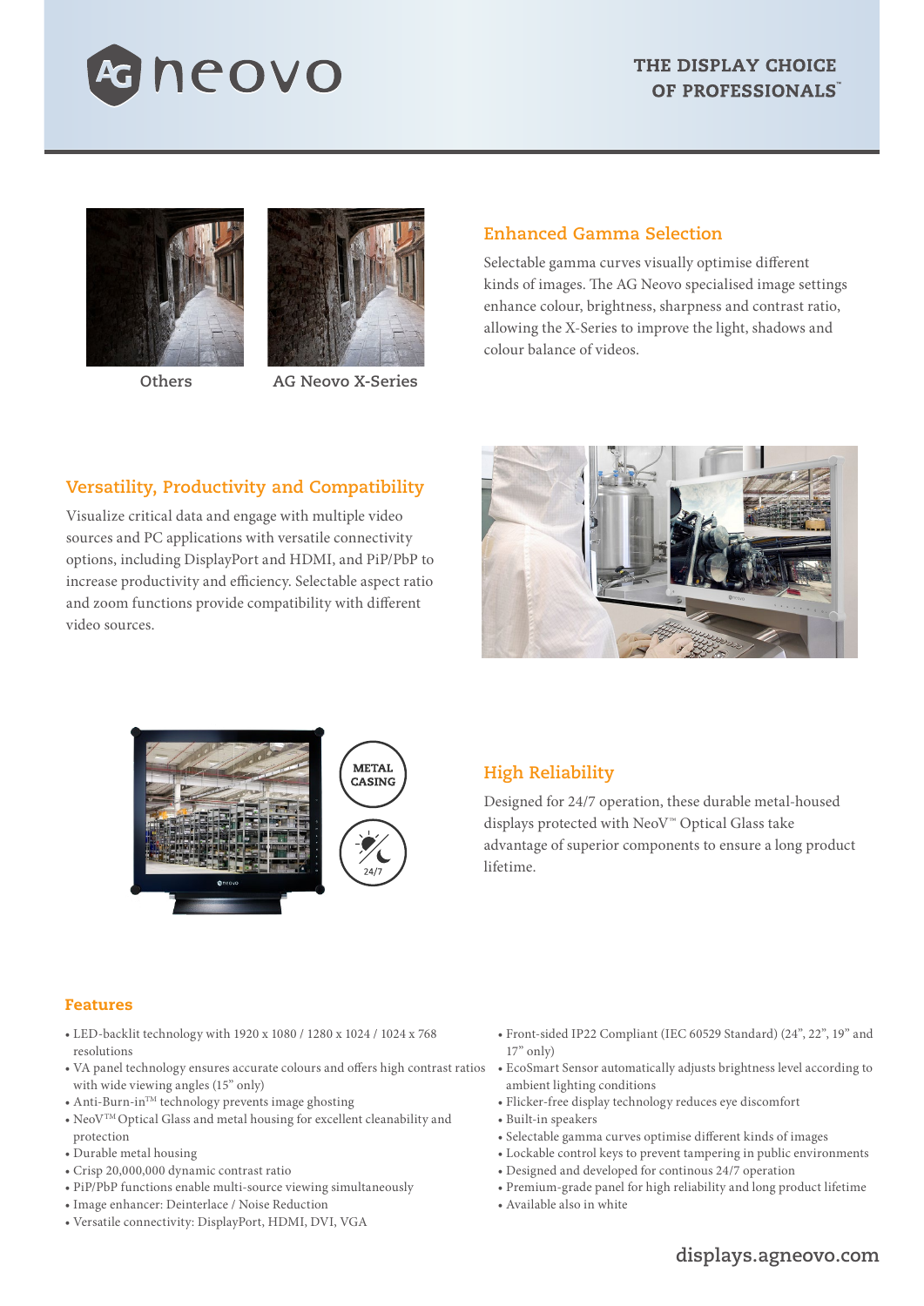Others

AG Neovo X-Series

## Enhanced Gamma Selection

Selectable gamma curves visually optimise different kinds of images. The AG Neovo specialised image settings enhance colour, brightness, sharpness and contrast ratio, allowing the X-Series to improve the light, shadows and colour balance of videos.

## Versatility, Productivity and Compatibility

Visualize critical data and engage with multiple video sources and PC applications with versatile connectivity options, including DisplayPort and HDMI, and PiP/PbP to increase productivity and efficiency. Selectable aspect ratio and zoom functions provide compatibility with different video sources.

METAL CASING

24/7

## High Reliability

Designed for 24/7 operation, these durable metal-housed displays protected with NeoV™ Optical Glass take advantage of superior components to ensure a long product lifetime.

## Features

- LED-backlit technology with 1920 x 1080 / 1280 x 1024 / 1024 x 768 resolutions
- VA panel technology ensures accurate colours and offers high contrast ratios with wide viewing angles (15" only)
- Anti-Burn-in™ technology prevents image ghosting
- NeoV™ Optical Glass and metal housing for excellent cleanability and protection
- Durable metal housing
- Crisp 20,000,000 dynamic contrast ratio
- PiP/PbP functions enable multi-source viewing simultaneously
- Image enhancer: Deinterlace / Noise Reduction
- Versatile connectivity: DisplayPort, HDMI, DVI, VGA
- Front-sided IP22 Compliant (IEC 60529 Standard) (24", 22", 19" and 17" only)
- EcoSmart Sensor automatically adjusts brightness level according to ambient lighting conditions
- Flicker-free display technology reduces eye discomfort
- Built-in speakers
- Selectable gamma curves optimise different kinds of images
- Lockable control keys to prevent tampering in public environments
- Designed and developed for continous 24/7 operation
- Premium-grade panel for high reliability and long product lifetime
- Available also in white

displays.agneovo.com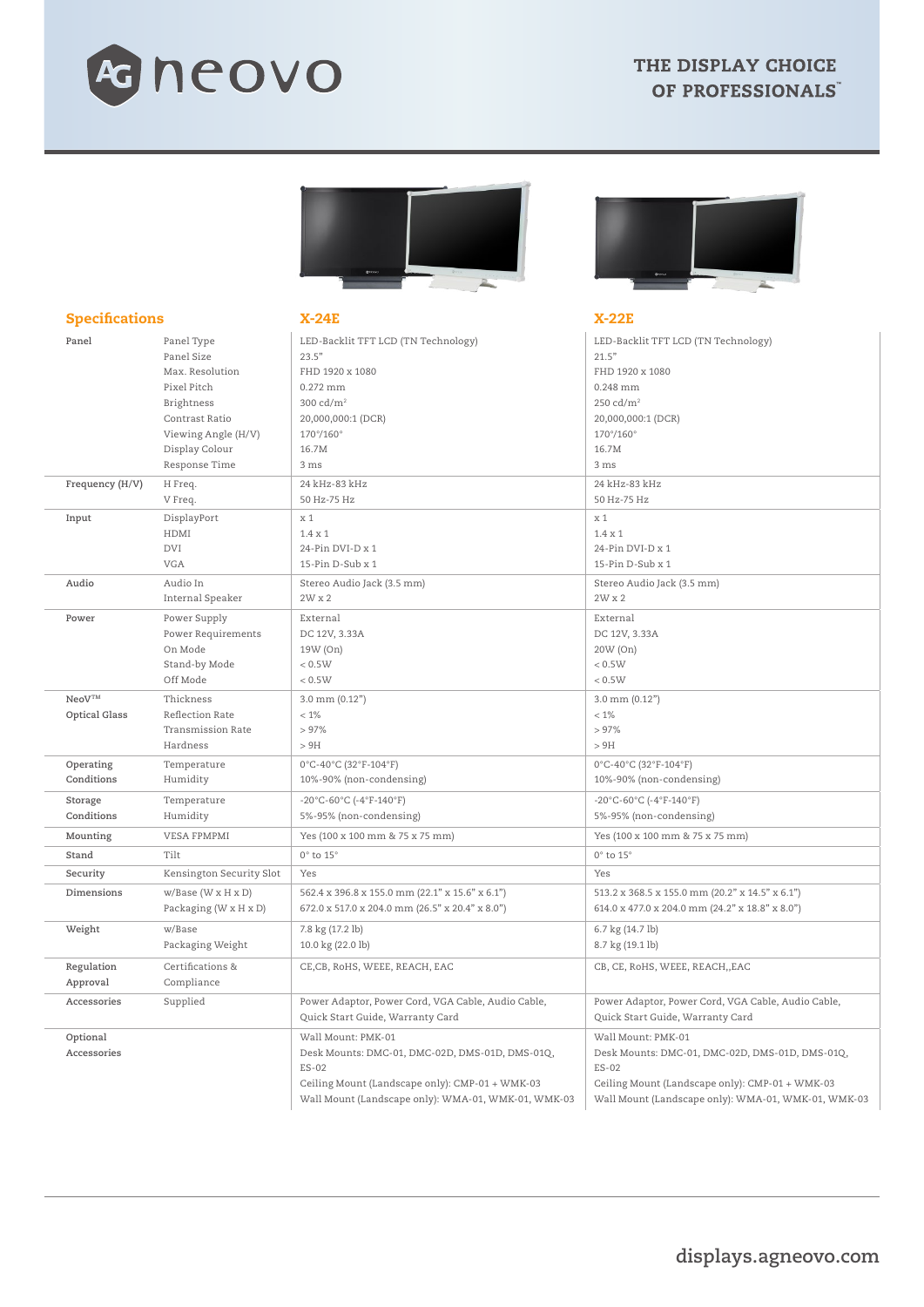# AG neovo

**THE DISPLAY CHOICE OF PROFESSIONALS™**

| Specifications | | X-24E | X-22E |
|---|---|---|---|
| Panel | Panel Type | LED-Backlit TFT LCD (TN Technology) | LED-Backlit TFT LCD (TN Technology) |
| | Panel Size | 23.5" | 21.5" |
| | Max. Resolution | FHD 1920 x 1080 | FHD 1920 x 1080 |
| | Pixel Pitch | 0.272 mm | 0.248 mm |
| | Brightness | 300 cd/m² | 250 cd/m² |
| | Contrast Ratio | 20,000,000:1 (DCR) | 20,000,000:1 (DCR) |
| | Viewing Angle (H/V) | 170°/160° | 170°/160° |
| | Display Colour | 16.7M | 16.7M |
| | Response Time | 3 ms | 3 ms |
| Frequency (H/V) | H Freq. | 24 kHz-83 kHz | 24 kHz-83 kHz |
| | V Freq. | 50 Hz-75 Hz | 50 Hz-75 Hz |
| Input | DisplayPort | x 1 | x 1 |
| | HDMI | 1.4 x 1 | 1.4 x 1 |
| | DVI | 24-Pin DVI-D x 1 | 24-Pin DVI-D x 1 |
| | VGA | 15-Pin D-Sub x 1 | 15-Pin D-Sub x 1 |
| Audio | Audio In | Stereo Audio Jack (3.5 mm) | Stereo Audio Jack (3.5 mm) |
| | Internal Speaker | 2W x 2 | 2W x 2 |
| Power | Power Supply | External | External |
| | Power Requirements | DC 12V, 3.33A | DC 12V, 3.33A |
| | On Mode | 19W (On) | 20W (On) |
| | Stand-by Mode | < 0.5W | < 0.5W |
| | Off Mode | < 0.5W | < 0.5W |
| NeoV™ Optical Glass | Thickness | 3.0 mm (0.12") | 3.0 mm (0.12") |
| | Reflection Rate | < 1% | < 1% |
| | Transmission Rate | > 97% | > 97% |
| | Hardness | > 9H | > 9H |
| Operating Conditions | Temperature | 0°C-40°C (32°F-104°F) | 0°C-40°C (32°F-104°F) |
| | Humidity | 10%-90% (non-condensing) | 10%-90% (non-condensing) |
| Storage Conditions | Temperature | -20°C-60°C (-4°F-140°F) | -20°C-60°C (-4°F-140°F) |
| | Humidity | 5%-95% (non-condensing) | 5%-95% (non-condensing) |
| Mounting | VESA FPMPMI | Yes (100 x 100 mm & 75 x 75 mm) | Yes (100 x 100 mm & 75 x 75 mm) |
| Stand | Tilt | 0° to 15° | 0° to 15° |
| Security | Kensington Security Slot | Yes | Yes |
| Dimensions | w/Base (W x H x D) | 562.4 x 396.8 x 155.0 mm (22.1" x 15.6" x 6.1") | 513.2 x 368.5 x 155.0 mm (20.2" x 14.5" x 6.1") |
| | Packaging (W x H x D) | 672.0 x 517.0 x 204.0 mm (26.5" x 20.4" x 8.0") | 614.0 x 477.0 x 204.0 mm (24.2" x 18.8" x 8.0") |
| Weight | w/Base | 7.8 kg (17.2 lb) | 6.7 kg (14.7 lb) |
| | Packaging Weight | 10.0 kg (22.0 lb) | 8.7 kg (19.1 lb) |
| Regulation Approval | Certifications & Compliance | CE,CB, RoHS, WEEE, REACH, EAC | CB, CE, RoHS, WEEE, REACH,,EAC |
| Accessories | Supplied | Power Adaptor, Power Cord, VGA Cable, Audio Cable, Quick Start Guide, Warranty Card | Power Adaptor, Power Cord, VGA Cable, Audio Cable, Quick Start Guide, Warranty Card |
| Optional Accessories | | Wall Mount: PMK-01<br>Desk Mounts: DMC-01, DMC-02D, DMS-01D, DMS-01Q, ES-02<br>Ceiling Mount (Landscape only): CMP-01 + WMK-03<br>Wall Mount (Landscape only): WMA-01, WMK-01, WMK-03 | Wall Mount: PMK-01<br>Desk Mounts: DMC-01, DMC-02D, DMS-01D, DMS-01Q, ES-02<br>Ceiling Mount (Landscape only): CMP-01 + WMK-03<br>Wall Mount (Landscape only): WMA-01, WMK-01, WMK-03 |

displays.agneovo.com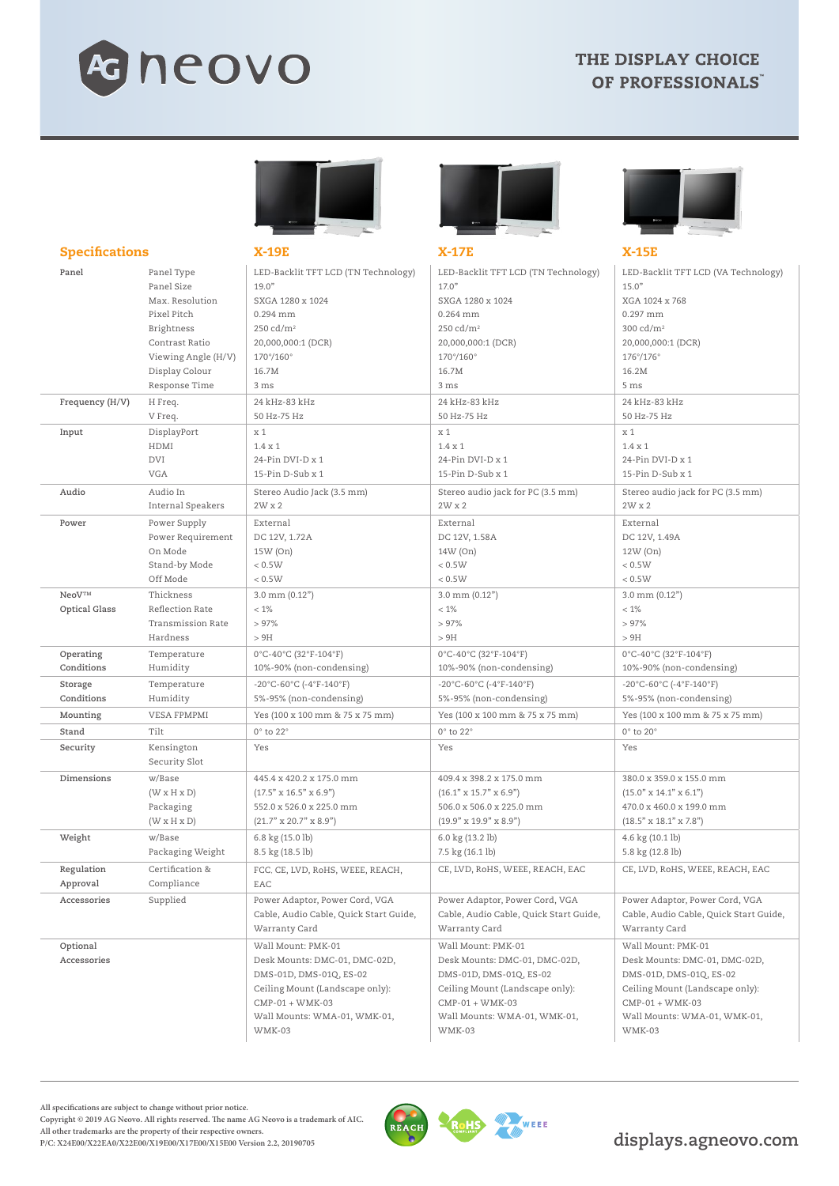THE DISPLAY CHOICE OF PROFESSIONALS™

## Specifications

| Specifications | | X-19E | X-17E | X-15E |
|---|---|---|---|---|
| Panel | Panel Type<br>Panel Size<br>Max. Resolution<br>Pixel Pitch<br>Brightness<br>Contrast Ratio<br>Viewing Angle (H/V)<br>Display Colour<br>Response Time | LED-Backlit TFT LCD (TN Technology)<br>19.0"<br>SXGA 1280 x 1024<br>0.294 mm<br>250 cd/m²<br>20,000,000:1 (DCR)<br>170°/160°<br>16.7M<br>3 ms | LED-Backlit TFT LCD (TN Technology)<br>17.0"<br>SXGA 1280 x 1024<br>0.264 mm<br>250 cd/m²<br>20,000,000:1 (DCR)<br>170°/160°<br>16.7M<br>3 ms | LED-Backlit TFT LCD (VA Technology)<br>15.0"<br>XGA 1024 x 768<br>0.297 mm<br>300 cd/m²<br>20,000,000:1 (DCR)<br>176°/176°<br>16.2M<br>5 ms |
| Frequency (H/V) | H Freq.<br>V Freq. | 24 kHz-83 kHz<br>50 Hz-75 Hz | 24 kHz-83 kHz<br>50 Hz-75 Hz | 24 kHz-83 kHz<br>50 Hz-75 Hz |
| Input | DisplayPort<br>HDMI<br>DVI<br>VGA | x 1<br>1.4 x 1<br>24-Pin DVI-D x 1<br>15-Pin D-Sub x 1 | x 1<br>1.4 x 1<br>24-Pin DVI-D x 1<br>15-Pin D-Sub x 1 | x 1<br>1.4 x 1<br>24-Pin DVI-D x 1<br>15-Pin D-Sub x 1 |
| Audio | Audio In<br>Internal Speakers | Stereo Audio Jack (3.5 mm)<br>2W x 2 | Stereo audio jack for PC (3.5 mm)<br>2W x 2 | Stereo audio jack for PC (3.5 mm)<br>2W x 2 |
| Power | Power Supply<br>Power Requirement<br>On Mode<br>Stand-by Mode<br>Off Mode | External<br>DC 12V, 1.72A<br>15W (On)<br>< 0.5W<br>< 0.5W | External<br>DC 12V, 1.58A<br>14W (On)<br>< 0.5W<br>< 0.5W | External<br>DC 12V, 1.49A<br>12W (On)<br>< 0.5W<br>< 0.5W |
| NeoV™ Optical Glass | Thickness<br>Reflection Rate<br>Transmission Rate<br>Hardness | 3.0 mm (0.12")<br>< 1%<br>> 97%<br>> 9H | 3.0 mm (0.12")<br>< 1%<br>> 97%<br>> 9H | 3.0 mm (0.12")<br>< 1%<br>> 97%<br>> 9H |
| Operating Conditions | Temperature<br>Humidity | 0°C-40°C (32°F-104°F)<br>10%-90% (non-condensing) | 0°C-40°C (32°F-104°F)<br>10%-90% (non-condensing) | 0°C-40°C (32°F-104°F)<br>10%-90% (non-condensing) |
| Storage Conditions | Temperature<br>Humidity | -20°C-60°C (-4°F-140°F)<br>5%-95% (non-condensing) | -20°C-60°C (-4°F-140°F)<br>5%-95% (non-condensing) | -20°C-60°C (-4°F-140°F)<br>5%-95% (non-condensing) |
| Mounting | VESA FPMPMI | Yes (100 x 100 mm & 75 x 75 mm) | Yes (100 x 100 mm & 75 x 75 mm) | Yes (100 x 100 mm & 75 x 75 mm) |
| Stand | Tilt | 0° to 22° | 0° to 22° | 0° to 20° |
| Security | Kensington Security Slot | Yes | Yes | Yes |
| Dimensions | w/Base<br>(W x H x D)<br>Packaging<br>(W x H x D) | 445.4 x 420.2 x 175.0 mm<br>(17.5" x 16.5" x 6.9")<br>552.0 x 526.0 x 225.0 mm<br>(21.7" x 20.7" x 8.9") | 409.4 x 398.2 x 175.0 mm<br>(16.1" x 15.7" x 6.9")<br>506.0 x 506.0 x 225.0 mm<br>(19.9" x 19.9" x 8.9") | 380.0 x 359.0 x 155.0 mm<br>(15.0" x 14.1" x 6.1")<br>470.0 x 460.0 x 199.0 mm<br>(18.5" x 18.1" x 7.8") |
| Weight | w/Base<br>Packaging Weight | 6.8 kg (15.0 lb)<br>8.5 kg (18.5 lb) | 6.0 kg (13.2 lb)<br>7.5 kg (16.1 lb) | 4.6 kg (10.1 lb)<br>5.8 kg (12.8 lb) |
| Regulation Approval | Certification & Compliance | FCC, CE, LVD, RoHS, WEEE, REACH, EAC | CE, LVD, RoHS, WEEE, REACH, EAC | CE, LVD, RoHS, WEEE, REACH, EAC |
| Accessories | Supplied | Power Adaptor, Power Cord, VGA Cable, Audio Cable, Quick Start Guide, Warranty Card | Power Adaptor, Power Cord, VGA Cable, Audio Cable, Quick Start Guide, Warranty Card | Power Adaptor, Power Cord, VGA Cable, Audio Cable, Quick Start Guide, Warranty Card |
| Optional Accessories | | Wall Mount: PMK-01<br>Desk Mounts: DMC-01, DMC-02D, DMS-01D, DMS-01Q, ES-02<br>Ceiling Mount (Landscape only): CMP-01 + WMK-03<br>Wall Mounts: WMA-01, WMK-01, WMK-03 | Wall Mount: PMK-01<br>Desk Mounts: DMC-01, DMC-02D, DMS-01D, DMS-01Q, ES-02<br>Ceiling Mount (Landscape only): CMP-01 + WMK-03<br>Wall Mounts: WMA-01, WMK-01, WMK-03 | Wall Mount: PMK-01<br>Desk Mounts: DMC-01, DMC-02D, DMS-01D, DMS-01Q, ES-02<br>Ceiling Mount (Landscape only): CMP-01 + WMK-03<br>Wall Mounts: WMA-01, WMK-01, WMK-03 |

**All specifications are subject to change without prior notice.**
**Copyright © 2019 AG Neovo. All rights reserved. The name AG Neovo is a trademark of AIC.**
**All other trademarks are the property of their respective owners.**
**P/C: X24E00/X22EA0/X22E00/X19E00/X17E00/X15E00 Version 2.2, 20190705**

displays.agneovo.com